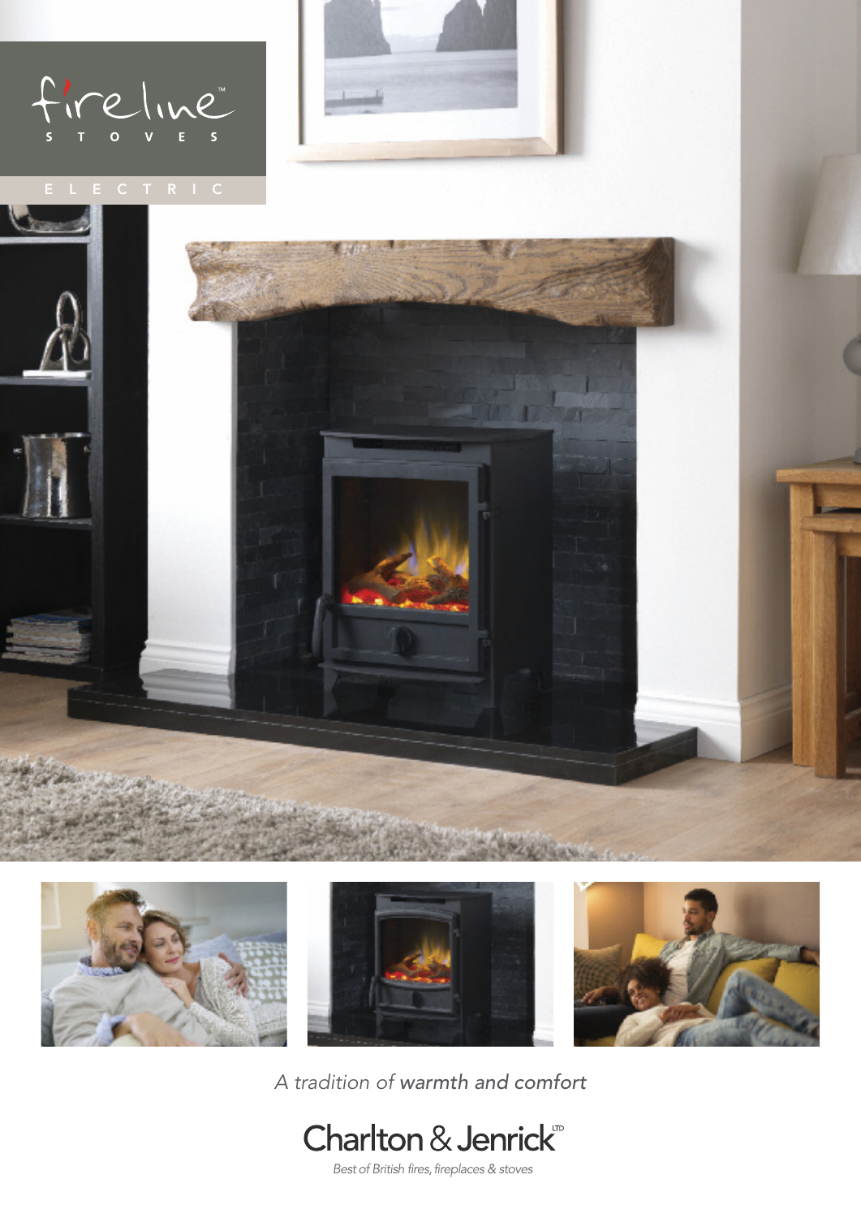# fireline™

STOVES

ELECTRIC

*A tradition of **warmth and comfort***

Charlton & Jenrick LTD

*Best of British fires, fireplaces & stoves*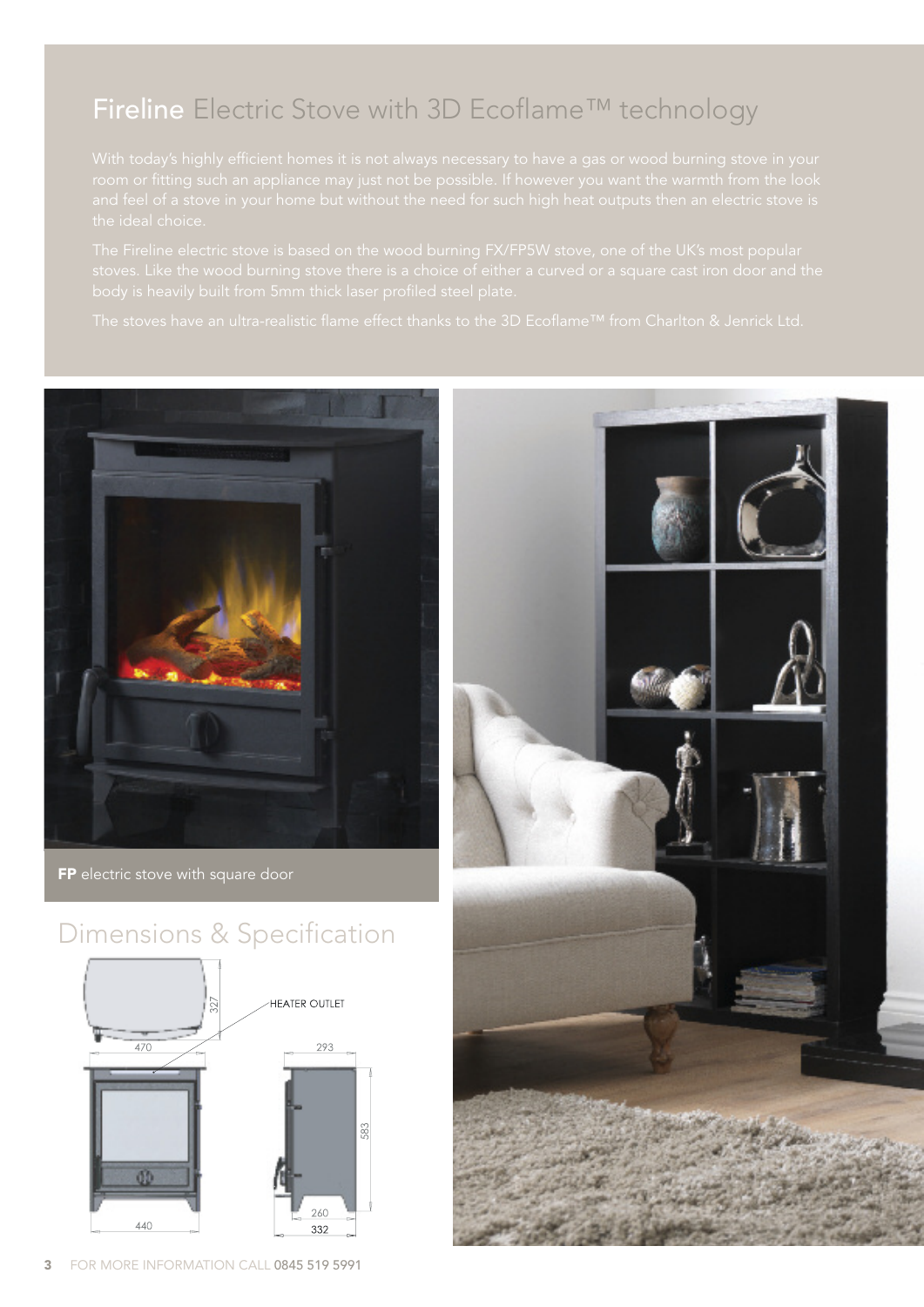# **Fireline** Electric Stove with 3D Ecoflame™ technology

With today's highly efficient homes it is not always necessary to have a gas or wood burning stove in your room or fitting such an appliance may just not be possible. If however you want the warmth from the look and feel of a stove in your home but without the need for such high heat outputs then an electric stove is the ideal choice.

The Fireline electric stove is based on the wood burning FX/FP5W stove, one of the UK's most popular stoves. Like the wood burning stove there is a choice of either a curved or a square cast iron door and the body is heavily built from 5mm thick laser profiled steel plate.

The stoves have an ultra-realistic flame effect thanks to the 3D Ecoflame™ from Charlton & Jenrick Ltd.

**FP** electric stove with square door

## Dimensions & Specification

327

HEATER OUTLET

470

293

583

260

440

332

FOR MORE INFORMATION CALL 0845 519 5991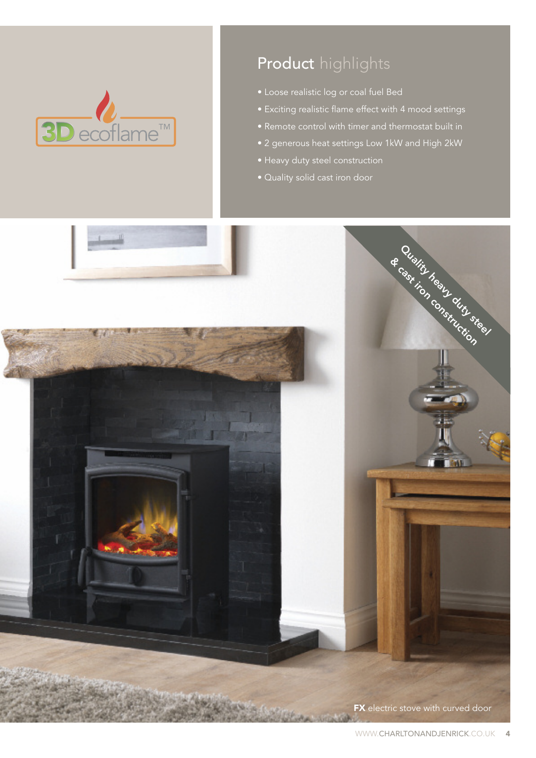3D ecoflame™

## Product highlights

- Loose realistic log or coal fuel Bed
- Exciting realistic flame effect with 4 mood settings
- Remote control with timer and thermostat built in
- 2 generous heat settings Low 1kW and High 2kW
- Heavy duty steel construction
- Quality solid cast iron door

Quality heavy duty steel & cast iron construction

**FX** electric stove with curved door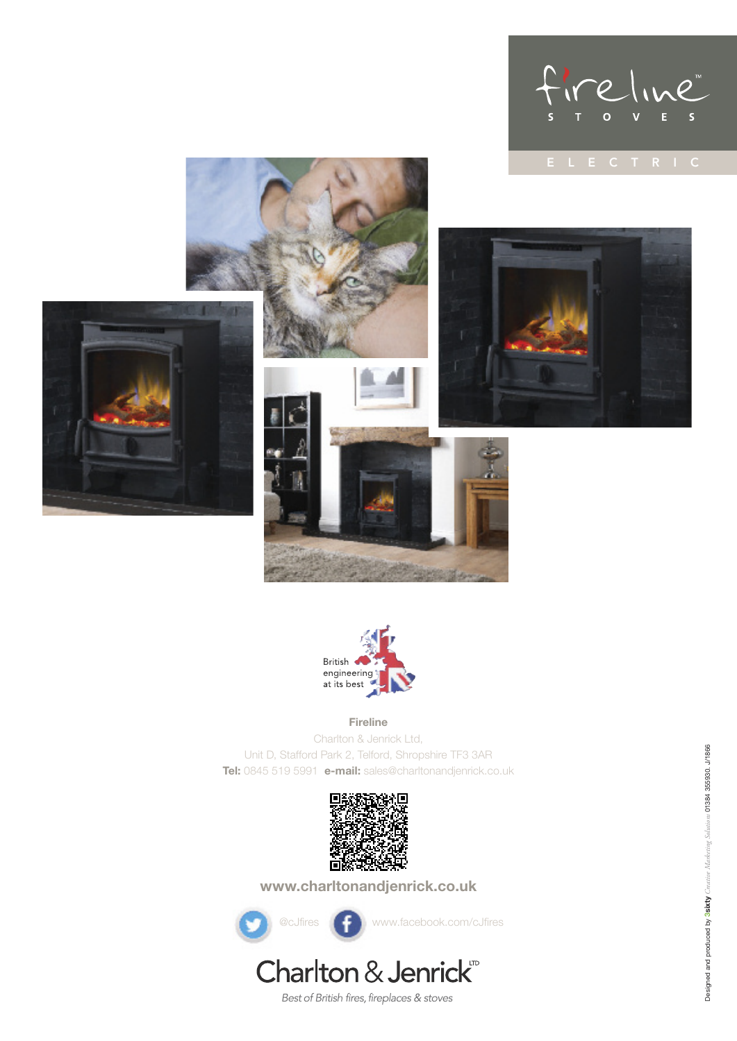fireline™

STOVES

ELECTRIC

British engineering at its best

**Fireline**

Charlton & Jenrick Ltd,

Unit D, Stafford Park 2, Telford, Shropshire TF3 3AR

**Tel:** 0845 519 5991 **e-mail:** sales@charltonandjenrick.co.uk

**www.charltonandjenrick.co.uk**

@cJfires www.facebook.com/cJfires

Charlton & Jenrick LTD

*Best of British fires, fireplaces & stoves*

Designed and produced by 3sixty *Creative Marketing Solutions* 01384 355930. J/1866